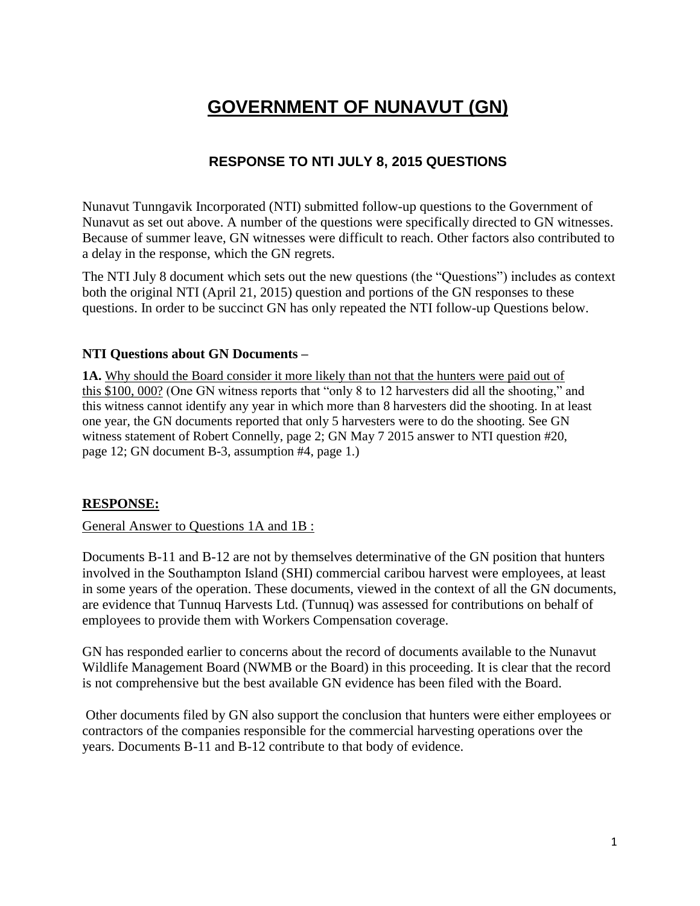# GOVERNMENT OF NUNAVUT (GN)

## RESPONSE TO NTI JULY 8, 2015 QUESTIONS

Nunavut Tunngavik Incorporated (NTI) submitted follow-up questions to the Government of Nunavut as set out above. A number of the questions were specifically directed to GN witnesses. Because of summer leave, GN witnesses were difficult to reach. Other factors also contributed to a delay in the response, which the GN regrets.

The NTI July 8 document which sets out the new questions (the "Questions") includes as context both the original NTI (April 21, 2015) question and portions of the GN responses to these questions. In order to be succinct GN has only repeated the NTI follow-up Questions below.

### NTI Questions about GN Documents –

**1A.** Why should the Board consider it more likely than not that the hunters were paid out of this $100, 000? (One GN witness reports that "only 8 to 12 harvesters did all the shooting," and this witness cannot identify any year in which more than 8 harvesters did the shooting. In at least one year, the GN documents reported that only 5 harvesters were to do the shooting. See GN witness statement of Robert Connelly, page 2; GN May 7 2015 answer to NTI question #20, page 12; GN document B-3, assumption #4, page 1.)

**RESPONSE:**

General Answer to Questions 1A and 1B :

Documents B-11 and B-12 are not by themselves determinative of the GN position that hunters involved in the Southampton Island (SHI) commercial caribou harvest were employees, at least in some years of the operation. These documents, viewed in the context of all the GN documents, are evidence that Tunnuq Harvests Ltd. (Tunnuq) was assessed for contributions on behalf of employees to provide them with Workers Compensation coverage.

GN has responded earlier to concerns about the record of documents available to the Nunavut Wildlife Management Board (NWMB or the Board) in this proceeding. It is clear that the record is not comprehensive but the best available GN evidence has been filed with the Board.

Other documents filed by GN also support the conclusion that hunters were either employees or contractors of the companies responsible for the commercial harvesting operations over the years. Documents B-11 and B-12 contribute to that body of evidence.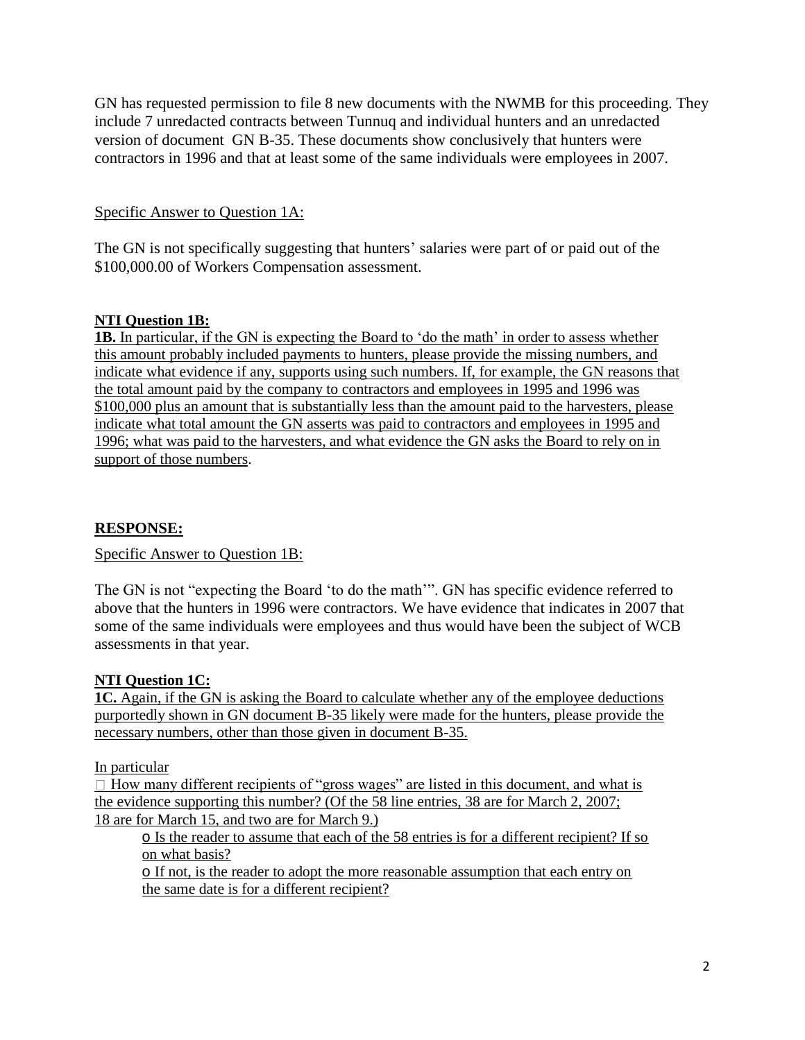GN has requested permission to file 8 new documents with the NWMB for this proceeding. They include 7 unredacted contracts between Tunnuq and individual hunters and an unredacted version of document GN B-35. These documents show conclusively that hunters were contractors in 1996 and that at least some of the same individuals were employees in 2007.

Specific Answer to Question 1A:

The GN is not specifically suggesting that hunters' salaries were part of or paid out of the $100,000.00 of Workers Compensation assessment.

**NTI Question 1B:**

**1B.** In particular, if the GN is expecting the Board to 'do the math' in order to assess whether this amount probably included payments to hunters, please provide the missing numbers, and indicate what evidence if any, supports using such numbers. If, for example, the GN reasons that the total amount paid by the company to contractors and employees in 1995 and 1996 was $100,000 plus an amount that is substantially less than the amount paid to the harvesters, please indicate what total amount the GN asserts was paid to contractors and employees in 1995 and 1996; what was paid to the harvesters, and what evidence the GN asks the Board to rely on in support of those numbers.

**RESPONSE:**

Specific Answer to Question 1B:

The GN is not "expecting the Board 'to do the math'". GN has specific evidence referred to above that the hunters in 1996 were contractors. We have evidence that indicates in 2007 that some of the same individuals were employees and thus would have been the subject of WCB assessments in that year.

**NTI Question 1C:**

**1C.** Again, if the GN is asking the Board to calculate whether any of the employee deductions purportedly shown in GN document B-35 likely were made for the hunters, please provide the necessary numbers, other than those given in document B-35.

In particular

- How many different recipients of "gross wages" are listed in this document, and what is the evidence supporting this number? (Of the 58 line entries, 38 are for March 2, 2007; 18 are for March 15, and two are for March 9.)
    - Is the reader to assume that each of the 58 entries is for a different recipient? If so on what basis?
    - If not, is the reader to adopt the more reasonable assumption that each entry on the same date is for a different recipient?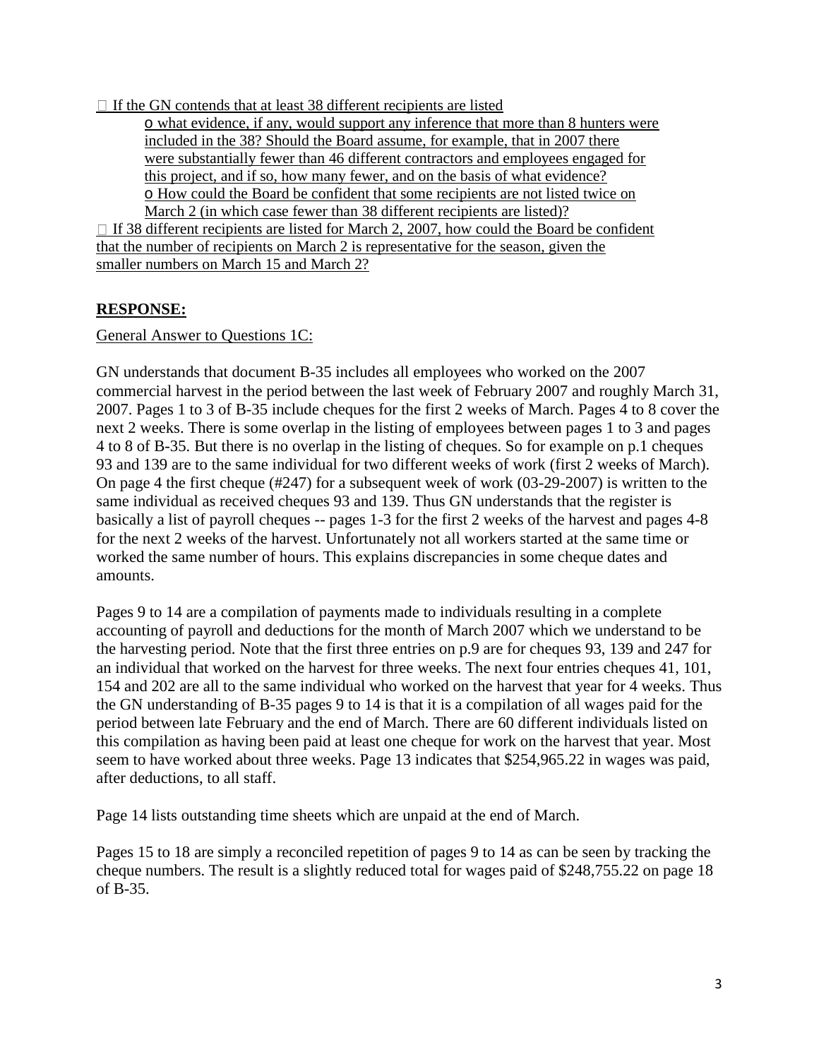- If the GN contends that at least 38 different recipients are listed
    - what evidence, if any, would support any inference that more than 8 hunters were included in the 38? Should the Board assume, for example, that in 2007 there were substantially fewer than 46 different contractors and employees engaged for this project, and if so, how many fewer, and on the basis of what evidence?
    - How could the Board be confident that some recipients are not listed twice on March 2 (in which case fewer than 38 different recipients are listed)?
- If 38 different recipients are listed for March 2, 2007, how could the Board be confident that the number of recipients on March 2 is representative for the season, given the smaller numbers on March 15 and March 2?

**RESPONSE:**

General Answer to Questions 1C:

GN understands that document B-35 includes all employees who worked on the 2007 commercial harvest in the period between the last week of February 2007 and roughly March 31, 2007. Pages 1 to 3 of B-35 include cheques for the first 2 weeks of March. Pages 4 to 8 cover the next 2 weeks. There is some overlap in the listing of employees between pages 1 to 3 and pages 4 to 8 of B-35. But there is no overlap in the listing of cheques. So for example on p.1 cheques 93 and 139 are to the same individual for two different weeks of work (first 2 weeks of March). On page 4 the first cheque (#247) for a subsequent week of work (03-29-2007) is written to the same individual as received cheques 93 and 139. Thus GN understands that the register is basically a list of payroll cheques -- pages 1-3 for the first 2 weeks of the harvest and pages 4-8 for the next 2 weeks of the harvest. Unfortunately not all workers started at the same time or worked the same number of hours. This explains discrepancies in some cheque dates and amounts.

Pages 9 to 14 are a compilation of payments made to individuals resulting in a complete accounting of payroll and deductions for the month of March 2007 which we understand to be the harvesting period. Note that the first three entries on p.9 are for cheques 93, 139 and 247 for an individual that worked on the harvest for three weeks. The next four entries cheques 41, 101, 154 and 202 are all to the same individual who worked on the harvest that year for 4 weeks. Thus the GN understanding of B-35 pages 9 to 14 is that it is a compilation of all wages paid for the period between late February and the end of March. There are 60 different individuals listed on this compilation as having been paid at least one cheque for work on the harvest that year. Most seem to have worked about three weeks. Page 13 indicates that $254,965.22 in wages was paid, after deductions, to all staff.

Page 14 lists outstanding time sheets which are unpaid at the end of March.

Pages 15 to 18 are simply a reconciled repetition of pages 9 to 14 as can be seen by tracking the cheque numbers. The result is a slightly reduced total for wages paid of $248,755.22 on page 18 of B-35.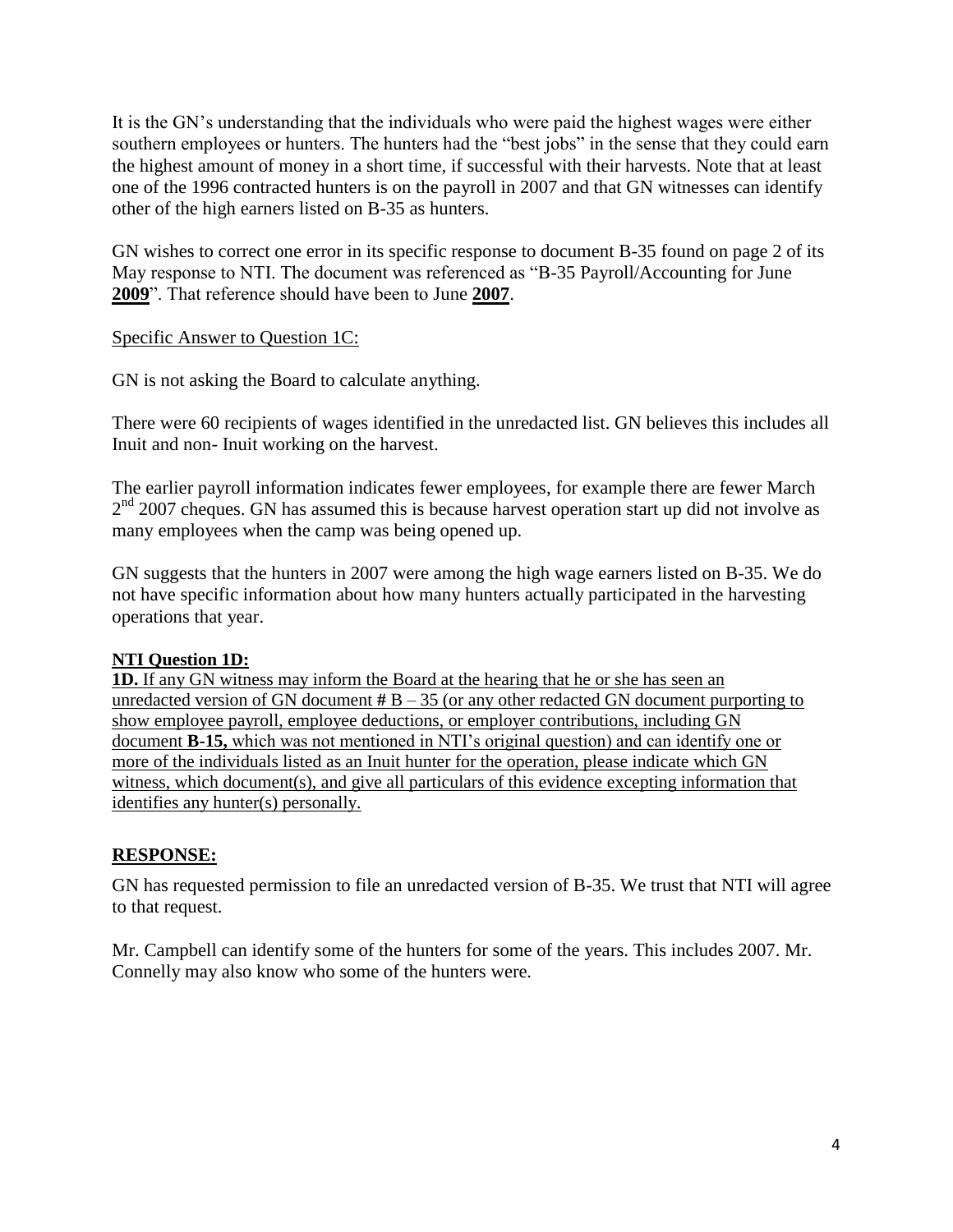It is the GN's understanding that the individuals who were paid the highest wages were either southern employees or hunters. The hunters had the "best jobs" in the sense that they could earn the highest amount of money in a short time, if successful with their harvests. Note that at least one of the 1996 contracted hunters is on the payroll in 2007 and that GN witnesses can identify other of the high earners listed on B-35 as hunters.

GN wishes to correct one error in its specific response to document B-35 found on page 2 of its May response to NTI. The document was referenced as "B-35 Payroll/Accounting for June **2009**". That reference should have been to June **2007**.

Specific Answer to Question 1C:

GN is not asking the Board to calculate anything.

There were 60 recipients of wages identified in the unredacted list. GN believes this includes all Inuit and non- Inuit working on the harvest.

The earlier payroll information indicates fewer employees, for example there are fewer March 2nd 2007 cheques. GN has assumed this is because harvest operation start up did not involve as many employees when the camp was being opened up.

GN suggests that the hunters in 2007 were among the high wage earners listed on B-35. We do not have specific information about how many hunters actually participated in the harvesting operations that year.

**NTI Question 1D:**

**1D.** If any GN witness may inform the Board at the hearing that he or she has seen an unredacted version of GN document **#** B – 35 (or any other redacted GN document purporting to show employee payroll, employee deductions, or employer contributions, including GN document **B-15,** which was not mentioned in NTI's original question) and can identify one or more of the individuals listed as an Inuit hunter for the operation, please indicate which GN witness, which document(s), and give all particulars of this evidence excepting information that identifies any hunter(s) personally.

## RESPONSE:

GN has requested permission to file an unredacted version of B-35. We trust that NTI will agree to that request.

Mr. Campbell can identify some of the hunters for some of the years. This includes 2007. Mr. Connelly may also know who some of the hunters were.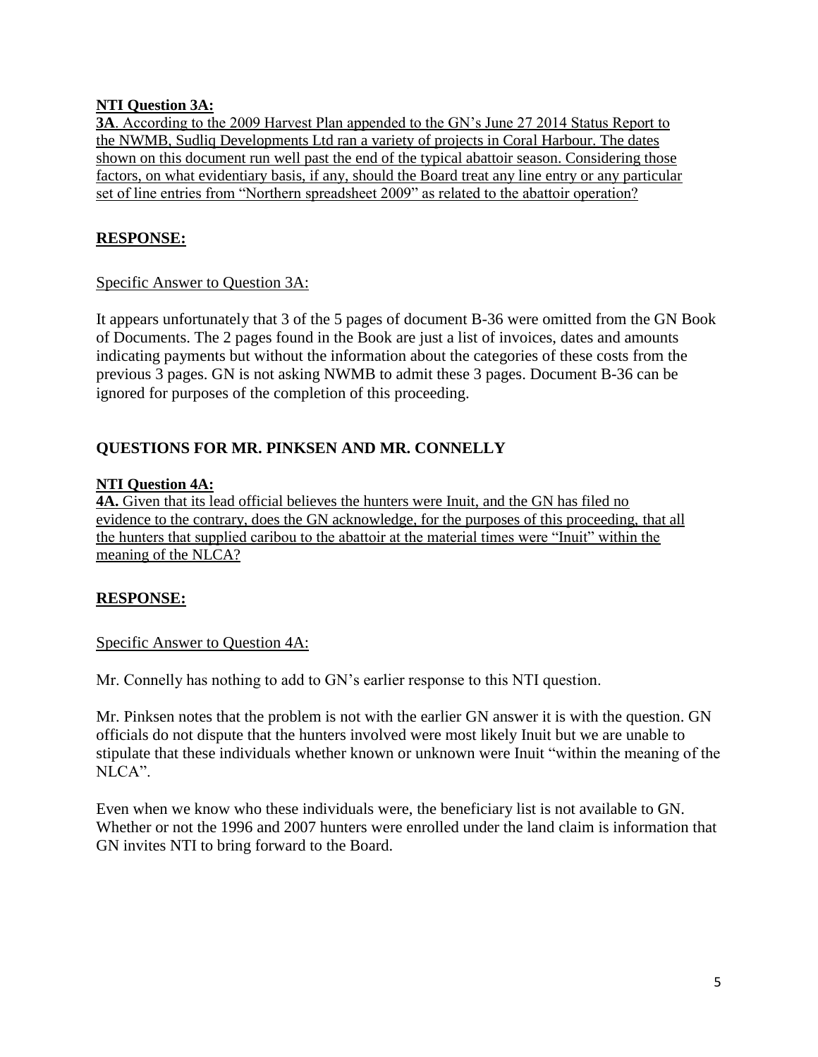**NTI Question 3A:**

**3A**. According to the 2009 Harvest Plan appended to the GN's June 27 2014 Status Report to the NWMB, Sudliq Developments Ltd ran a variety of projects in Coral Harbour. The dates shown on this document run well past the end of the typical abattoir season. Considering those factors, on what evidentiary basis, if any, should the Board treat any line entry or any particular set of line entries from "Northern spreadsheet 2009" as related to the abattoir operation?

## RESPONSE:

Specific Answer to Question 3A:

It appears unfortunately that 3 of the 5 pages of document B-36 were omitted from the GN Book of Documents. The 2 pages found in the Book are just a list of invoices, dates and amounts indicating payments but without the information about the categories of these costs from the previous 3 pages. GN is not asking NWMB to admit these 3 pages. Document B-36 can be ignored for purposes of the completion of this proceeding.

## QUESTIONS FOR MR. PINKSEN AND MR. CONNELLY

**NTI Question 4A:**

**4A.** Given that its lead official believes the hunters were Inuit, and the GN has filed no evidence to the contrary, does the GN acknowledge, for the purposes of this proceeding, that all the hunters that supplied caribou to the abattoir at the material times were "Inuit" within the meaning of the NLCA?

## RESPONSE:

Specific Answer to Question 4A:

Mr. Connelly has nothing to add to GN's earlier response to this NTI question.

Mr. Pinksen notes that the problem is not with the earlier GN answer it is with the question. GN officials do not dispute that the hunters involved were most likely Inuit but we are unable to stipulate that these individuals whether known or unknown were Inuit "within the meaning of the NLCA".

Even when we know who these individuals were, the beneficiary list is not available to GN. Whether or not the 1996 and 2007 hunters were enrolled under the land claim is information that GN invites NTI to bring forward to the Board.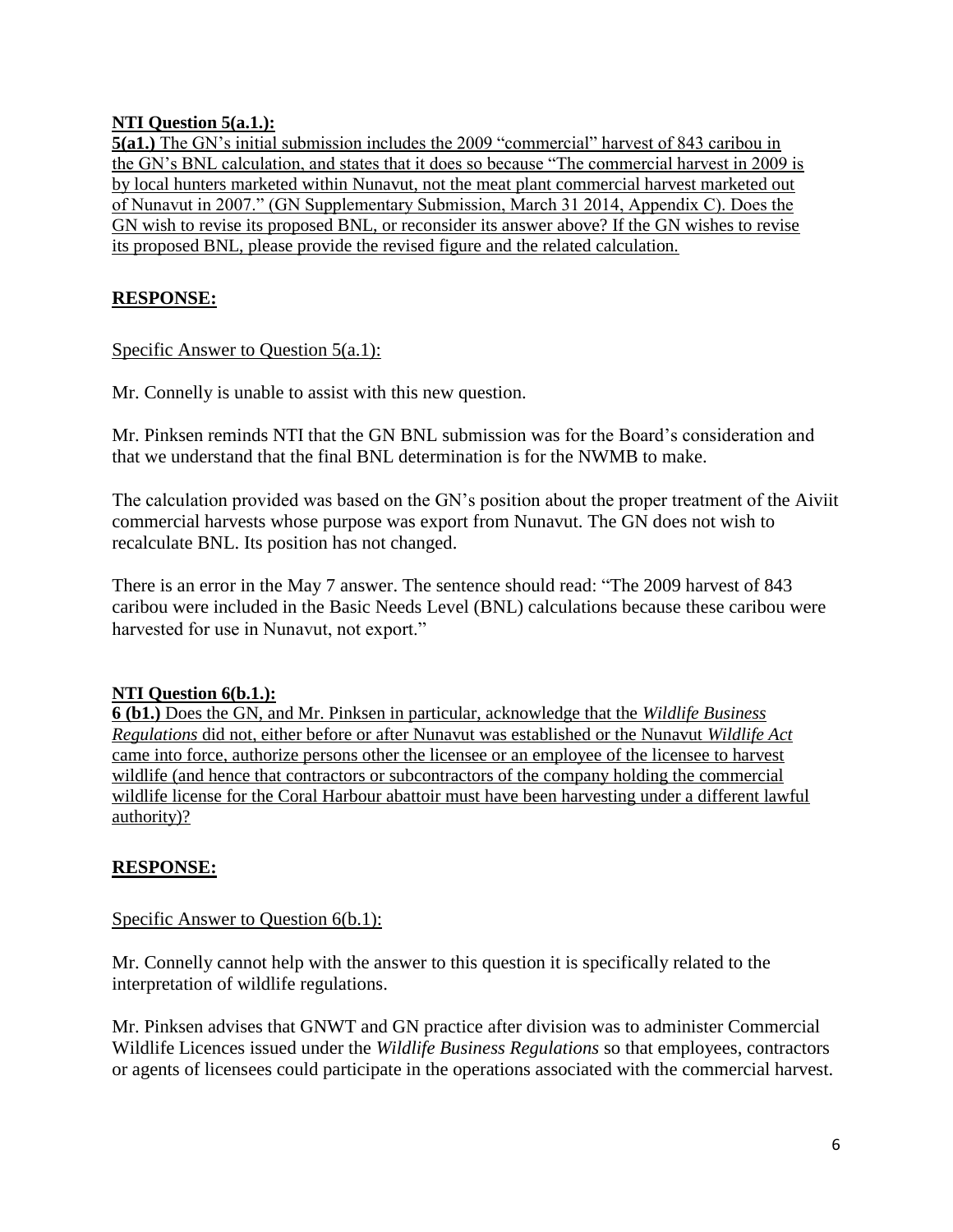**NTI Question 5(a.1.):**

**5(a1.)** The GN's initial submission includes the 2009 "commercial" harvest of 843 caribou in the GN's BNL calculation, and states that it does so because "The commercial harvest in 2009 is by local hunters marketed within Nunavut, not the meat plant commercial harvest marketed out of Nunavut in 2007." (GN Supplementary Submission, March 31 2014, Appendix C). Does the GN wish to revise its proposed BNL, or reconsider its answer above? If the GN wishes to revise its proposed BNL, please provide the revised figure and the related calculation.

## RESPONSE:

Specific Answer to Question 5(a.1):

Mr. Connelly is unable to assist with this new question.

Mr. Pinksen reminds NTI that the GN BNL submission was for the Board's consideration and that we understand that the final BNL determination is for the NWMB to make.

The calculation provided was based on the GN's position about the proper treatment of the Aiviit commercial harvests whose purpose was export from Nunavut. The GN does not wish to recalculate BNL. Its position has not changed.

There is an error in the May 7 answer. The sentence should read: "The 2009 harvest of 843 caribou were included in the Basic Needs Level (BNL) calculations because these caribou were harvested for use in Nunavut, not export."

**NTI Question 6(b.1.):**

**6 (b1.)** Does the GN, and Mr. Pinksen in particular, acknowledge that the *Wildlife Business Regulations* did not, either before or after Nunavut was established or the Nunavut *Wildlife Act* came into force, authorize persons other the licensee or an employee of the licensee to harvest wildlife (and hence that contractors or subcontractors of the company holding the commercial wildlife license for the Coral Harbour abattoir must have been harvesting under a different lawful authority)?

## RESPONSE:

Specific Answer to Question 6(b.1):

Mr. Connelly cannot help with the answer to this question it is specifically related to the interpretation of wildlife regulations.

Mr. Pinksen advises that GNWT and GN practice after division was to administer Commercial Wildlife Licences issued under the *Wildlife Business Regulations* so that employees, contractors or agents of licensees could participate in the operations associated with the commercial harvest.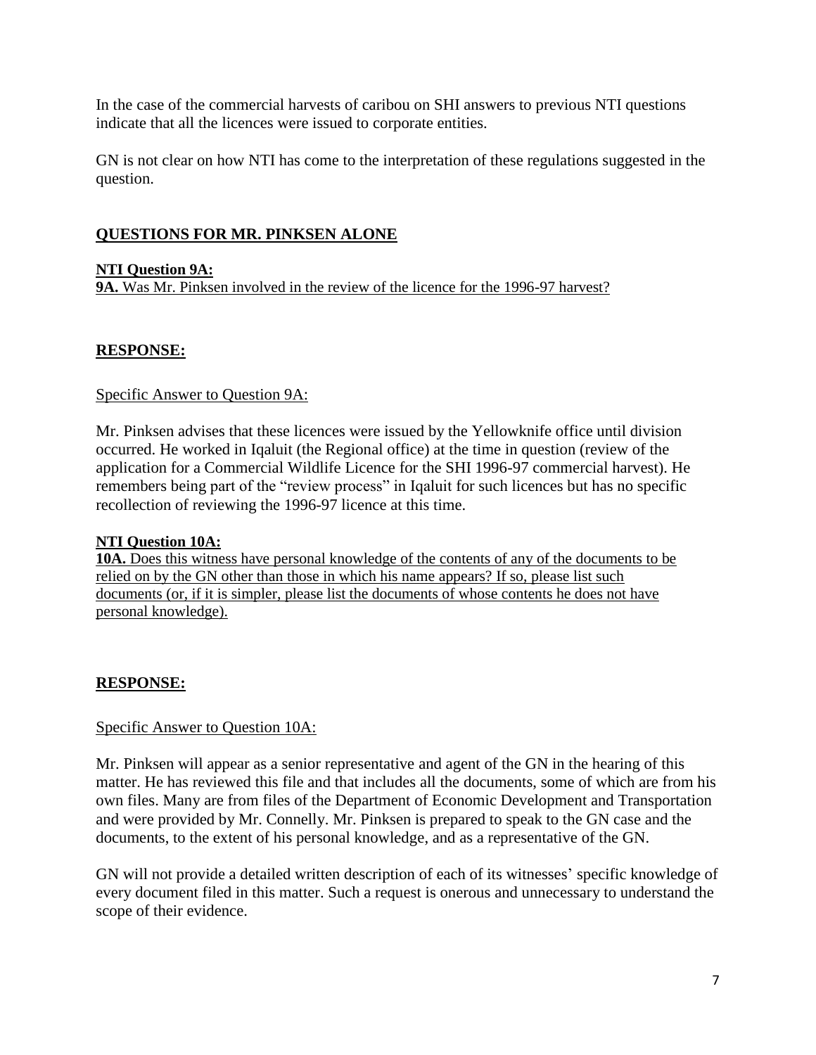In the case of the commercial harvests of caribou on SHI answers to previous NTI questions indicate that all the licences were issued to corporate entities.

GN is not clear on how NTI has come to the interpretation of these regulations suggested in the question.

## QUESTIONS FOR MR. PINKSEN ALONE

**NTI Question 9A:**
**9A.** Was Mr. Pinksen involved in the review of the licence for the 1996-97 harvest?

**RESPONSE:**

Specific Answer to Question 9A:

Mr. Pinksen advises that these licences were issued by the Yellowknife office until division occurred. He worked in Iqaluit (the Regional office) at the time in question (review of the application for a Commercial Wildlife Licence for the SHI 1996-97 commercial harvest). He remembers being part of the "review process" in Iqaluit for such licences but has no specific recollection of reviewing the 1996-97 licence at this time.

**NTI Question 10A:**
**10A.** Does this witness have personal knowledge of the contents of any of the documents to be relied on by the GN other than those in which his name appears? If so, please list such documents (or, if it is simpler, please list the documents of whose contents he does not have personal knowledge).

**RESPONSE:**

Specific Answer to Question 10A:

Mr. Pinksen will appear as a senior representative and agent of the GN in the hearing of this matter. He has reviewed this file and that includes all the documents, some of which are from his own files. Many are from files of the Department of Economic Development and Transportation and were provided by Mr. Connelly. Mr. Pinksen is prepared to speak to the GN case and the documents, to the extent of his personal knowledge, and as a representative of the GN.

GN will not provide a detailed written description of each of its witnesses' specific knowledge of every document filed in this matter. Such a request is onerous and unnecessary to understand the scope of their evidence.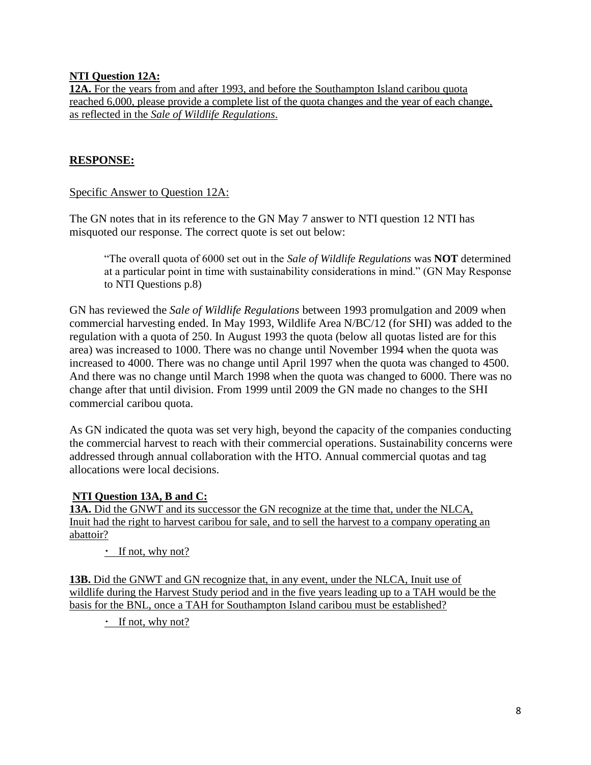**NTI Question 12A:**

**12A.** For the years from and after 1993, and before the Southampton Island caribou quota reached 6,000, please provide a complete list of the quota changes and the year of each change, as reflected in the *Sale of Wildlife Regulations*.

**RESPONSE:**

Specific Answer to Question 12A:

The GN notes that in its reference to the GN May 7 answer to NTI question 12 NTI has misquoted our response. The correct quote is set out below:

> "The overall quota of 6000 set out in the *Sale of Wildlife Regulations* was **NOT** determined at a particular point in time with sustainability considerations in mind." (GN May Response to NTI Questions p.8)

GN has reviewed the *Sale of Wildlife Regulations* between 1993 promulgation and 2009 when commercial harvesting ended. In May 1993, Wildlife Area N/BC/12 (for SHI) was added to the regulation with a quota of 250. In August 1993 the quota (below all quotas listed are for this area) was increased to 1000. There was no change until November 1994 when the quota was increased to 4000. There was no change until April 1997 when the quota was changed to 4500. And there was no change until March 1998 when the quota was changed to 6000. There was no change after that until division. From 1999 until 2009 the GN made no changes to the SHI commercial caribou quota.

As GN indicated the quota was set very high, beyond the capacity of the companies conducting the commercial harvest to reach with their commercial operations. Sustainability concerns were addressed through annual collaboration with the HTO. Annual commercial quotas and tag allocations were local decisions.

**NTI Question 13A, B and C:**

**13A.** Did the GNWT and its successor the GN recognize at the time that, under the NLCA, Inuit had the right to harvest caribou for sale, and to sell the harvest to a company operating an abattoir?

- If not, why not?

**13B.** Did the GNWT and GN recognize that, in any event, under the NLCA, Inuit use of wildlife during the Harvest Study period and in the five years leading up to a TAH would be the basis for the BNL, once a TAH for Southampton Island caribou must be established?

- If not, why not?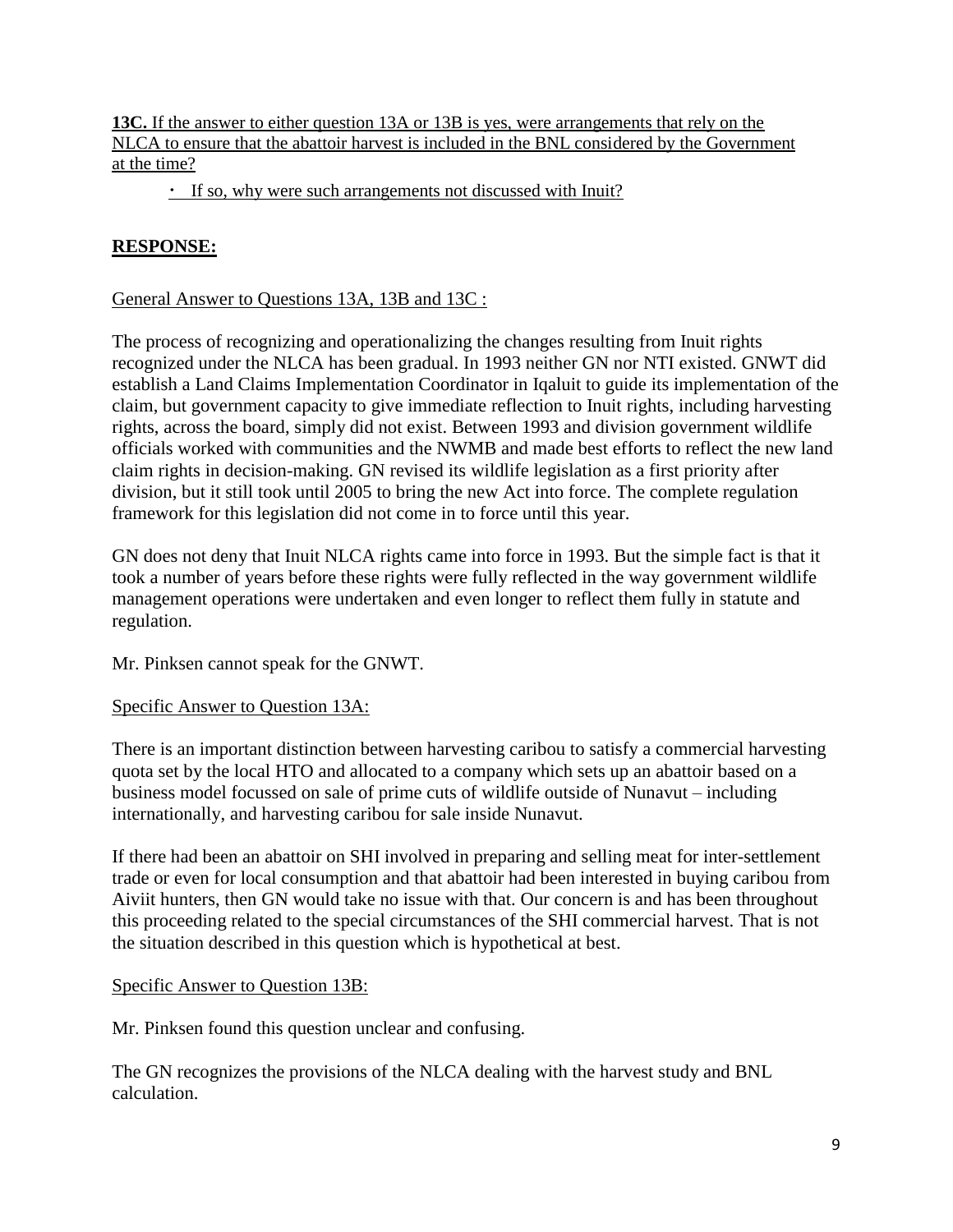<u>**13C.** If the answer to either question 13A or 13B is yes, were arrangements that rely on the NLCA to ensure that the abattoir harvest is included in the BNL considered by the Government at the time?</u>

- <u>If so, why were such arrangements not discussed with Inuit?</u>

## <u>RESPONSE:</u>

<u>General Answer to Questions 13A, 13B and 13C :</u>

The process of recognizing and operationalizing the changes resulting from Inuit rights recognized under the NLCA has been gradual. In 1993 neither GN nor NTI existed. GNWT did establish a Land Claims Implementation Coordinator in Iqaluit to guide its implementation of the claim, but government capacity to give immediate reflection to Inuit rights, including harvesting rights, across the board, simply did not exist. Between 1993 and division government wildlife officials worked with communities and the NWMB and made best efforts to reflect the new land claim rights in decision-making. GN revised its wildlife legislation as a first priority after division, but it still took until 2005 to bring the new Act into force. The complete regulation framework for this legislation did not come in to force until this year.

GN does not deny that Inuit NLCA rights came into force in 1993. But the simple fact is that it took a number of years before these rights were fully reflected in the way government wildlife management operations were undertaken and even longer to reflect them fully in statute and regulation.

Mr. Pinksen cannot speak for the GNWT.

<u>Specific Answer to Question 13A:</u>

There is an important distinction between harvesting caribou to satisfy a commercial harvesting quota set by the local HTO and allocated to a company which sets up an abattoir based on a business model focussed on sale of prime cuts of wildlife outside of Nunavut – including internationally, and harvesting caribou for sale inside Nunavut.

If there had been an abattoir on SHI involved in preparing and selling meat for inter-settlement trade or even for local consumption and that abattoir had been interested in buying caribou from Aiviit hunters, then GN would take no issue with that. Our concern is and has been throughout this proceeding related to the special circumstances of the SHI commercial harvest. That is not the situation described in this question which is hypothetical at best.

<u>Specific Answer to Question 13B:</u>

Mr. Pinksen found this question unclear and confusing.

The GN recognizes the provisions of the NLCA dealing with the harvest study and BNL calculation.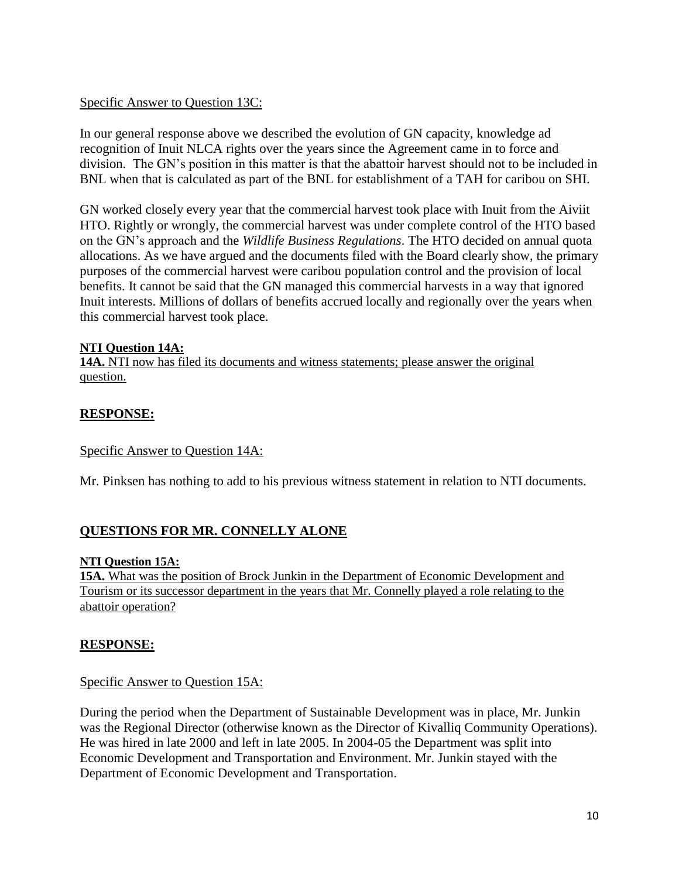Specific Answer to Question 13C:

In our general response above we described the evolution of GN capacity, knowledge ad recognition of Inuit NLCA rights over the years since the Agreement came in to force and division. The GN's position in this matter is that the abattoir harvest should not to be included in BNL when that is calculated as part of the BNL for establishment of a TAH for caribou on SHI.

GN worked closely every year that the commercial harvest took place with Inuit from the Aiviit HTO. Rightly or wrongly, the commercial harvest was under complete control of the HTO based on the GN's approach and the *Wildlife Business Regulations*. The HTO decided on annual quota allocations. As we have argued and the documents filed with the Board clearly show, the primary purposes of the commercial harvest were caribou population control and the provision of local benefits. It cannot be said that the GN managed this commercial harvests in a way that ignored Inuit interests. Millions of dollars of benefits accrued locally and regionally over the years when this commercial harvest took place.

**NTI Question 14A:**

**14A.** NTI now has filed its documents and witness statements; please answer the original question.

## RESPONSE:

Specific Answer to Question 14A:

Mr. Pinksen has nothing to add to his previous witness statement in relation to NTI documents.

## QUESTIONS FOR MR. CONNELLY ALONE

**NTI Question 15A:**

**15A.** What was the position of Brock Junkin in the Department of Economic Development and Tourism or its successor department in the years that Mr. Connelly played a role relating to the abattoir operation?

## RESPONSE:

Specific Answer to Question 15A:

During the period when the Department of Sustainable Development was in place, Mr. Junkin was the Regional Director (otherwise known as the Director of Kivalliq Community Operations). He was hired in late 2000 and left in late 2005. In 2004-05 the Department was split into Economic Development and Transportation and Environment. Mr. Junkin stayed with the Department of Economic Development and Transportation.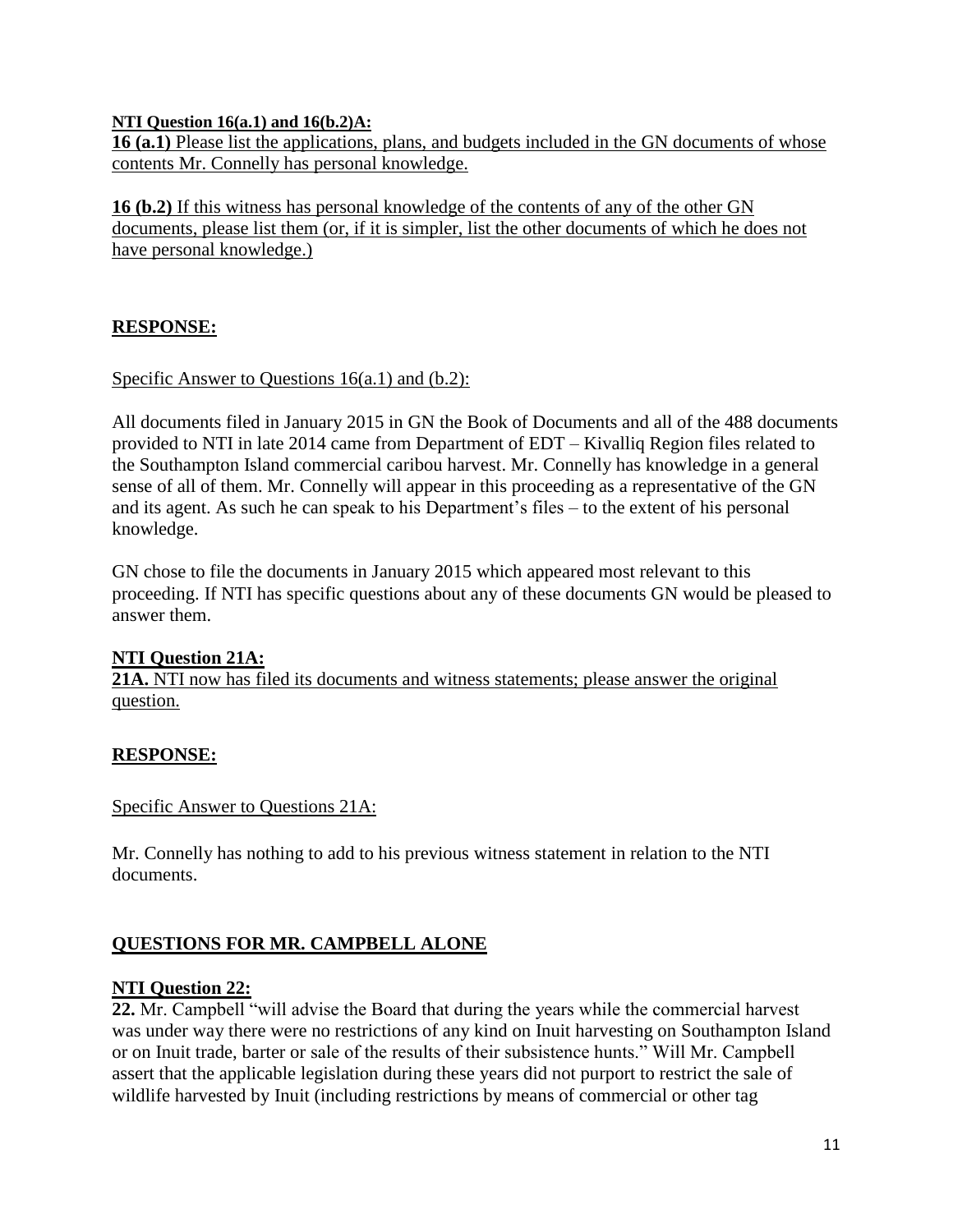**NTI Question 16(a.1) and 16(b.2)A:**

**16 (a.1)** Please list the applications, plans, and budgets included in the GN documents of whose contents Mr. Connelly has personal knowledge.

**16 (b.2)** If this witness has personal knowledge of the contents of any of the other GN documents, please list them (or, if it is simpler, list the other documents of which he does not have personal knowledge.)

**RESPONSE:**

Specific Answer to Questions 16(a.1) and (b.2):

All documents filed in January 2015 in GN the Book of Documents and all of the 488 documents provided to NTI in late 2014 came from Department of EDT – Kivalliq Region files related to the Southampton Island commercial caribou harvest. Mr. Connelly has knowledge in a general sense of all of them. Mr. Connelly will appear in this proceeding as a representative of the GN and its agent. As such he can speak to his Department's files – to the extent of his personal knowledge.

GN chose to file the documents in January 2015 which appeared most relevant to this proceeding. If NTI has specific questions about any of these documents GN would be pleased to answer them.

**NTI Question 21A:**

**21A.** NTI now has filed its documents and witness statements; please answer the original question.

**RESPONSE:**

Specific Answer to Questions 21A:

Mr. Connelly has nothing to add to his previous witness statement in relation to the NTI documents.

## QUESTIONS FOR MR. CAMPBELL ALONE

**NTI Question 22:**

**22.** Mr. Campbell "will advise the Board that during the years while the commercial harvest was under way there were no restrictions of any kind on Inuit harvesting on Southampton Island or on Inuit trade, barter or sale of the results of their subsistence hunts." Will Mr. Campbell assert that the applicable legislation during these years did not purport to restrict the sale of wildlife harvested by Inuit (including restrictions by means of commercial or other tag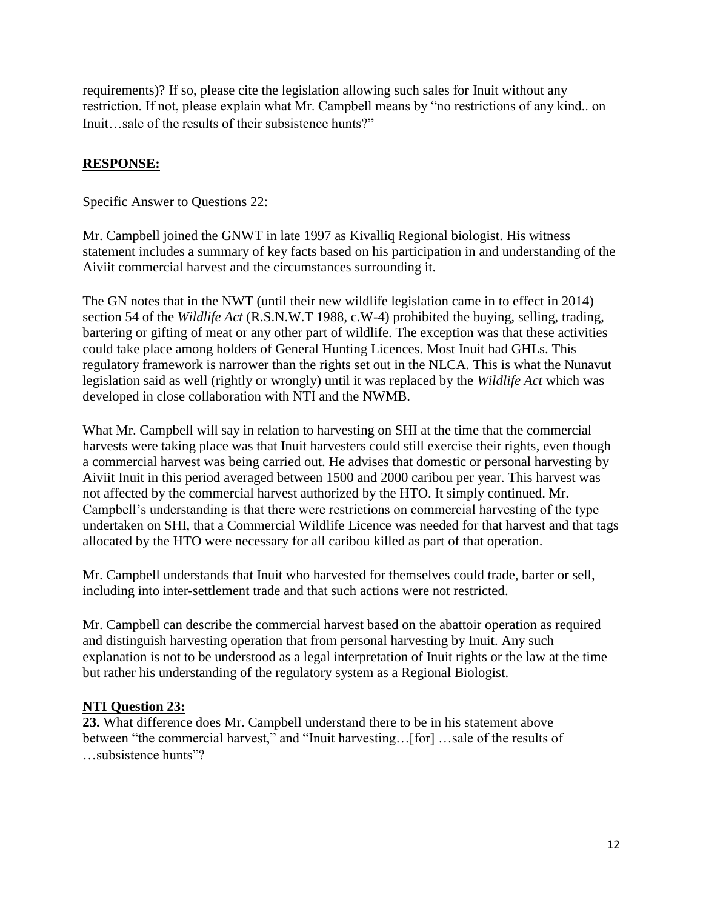requirements)? If so, please cite the legislation allowing such sales for Inuit without any restriction. If not, please explain what Mr. Campbell means by "no restrictions of any kind.. on Inuit…sale of the results of their subsistence hunts?"

**RESPONSE:**

Specific Answer to Questions 22:

Mr. Campbell joined the GNWT in late 1997 as Kivalliq Regional biologist. His witness statement includes a summary of key facts based on his participation in and understanding of the Aiviit commercial harvest and the circumstances surrounding it.

The GN notes that in the NWT (until their new wildlife legislation came in to effect in 2014) section 54 of the *Wildlife Act* (R.S.N.W.T 1988, c.W-4) prohibited the buying, selling, trading, bartering or gifting of meat or any other part of wildlife. The exception was that these activities could take place among holders of General Hunting Licences. Most Inuit had GHLs. This regulatory framework is narrower than the rights set out in the NLCA. This is what the Nunavut legislation said as well (rightly or wrongly) until it was replaced by the *Wildlife Act* which was developed in close collaboration with NTI and the NWMB.

What Mr. Campbell will say in relation to harvesting on SHI at the time that the commercial harvests were taking place was that Inuit harvesters could still exercise their rights, even though a commercial harvest was being carried out. He advises that domestic or personal harvesting by Aiviit Inuit in this period averaged between 1500 and 2000 caribou per year. This harvest was not affected by the commercial harvest authorized by the HTO. It simply continued. Mr. Campbell's understanding is that there were restrictions on commercial harvesting of the type undertaken on SHI, that a Commercial Wildlife Licence was needed for that harvest and that tags allocated by the HTO were necessary for all caribou killed as part of that operation.

Mr. Campbell understands that Inuit who harvested for themselves could trade, barter or sell, including into inter-settlement trade and that such actions were not restricted.

Mr. Campbell can describe the commercial harvest based on the abattoir operation as required and distinguish harvesting operation that from personal harvesting by Inuit. Any such explanation is not to be understood as a legal interpretation of Inuit rights or the law at the time but rather his understanding of the regulatory system as a Regional Biologist.

**NTI Question 23:**

**23.** What difference does Mr. Campbell understand there to be in his statement above between "the commercial harvest," and "Inuit harvesting…[for] …sale of the results of …subsistence hunts"?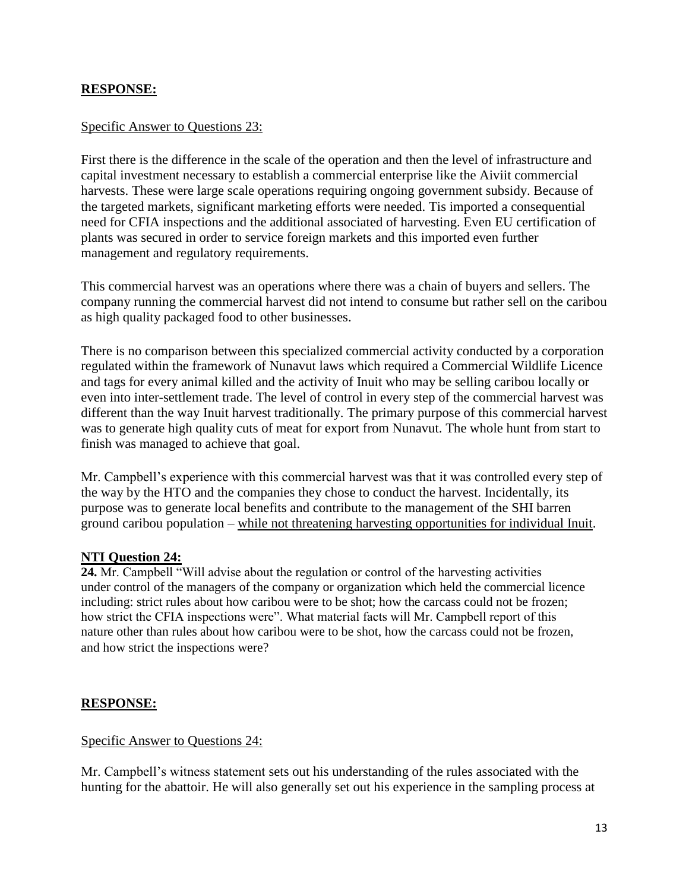**RESPONSE:**

Specific Answer to Questions 23:

First there is the difference in the scale of the operation and then the level of infrastructure and capital investment necessary to establish a commercial enterprise like the Aiviit commercial harvests. These were large scale operations requiring ongoing government subsidy. Because of the targeted markets, significant marketing efforts were needed. Tis imported a consequential need for CFIA inspections and the additional associated of harvesting. Even EU certification of plants was secured in order to service foreign markets and this imported even further management and regulatory requirements.

This commercial harvest was an operations where there was a chain of buyers and sellers. The company running the commercial harvest did not intend to consume but rather sell on the caribou as high quality packaged food to other businesses.

There is no comparison between this specialized commercial activity conducted by a corporation regulated within the framework of Nunavut laws which required a Commercial Wildlife Licence and tags for every animal killed and the activity of Inuit who may be selling caribou locally or even into inter-settlement trade. The level of control in every step of the commercial harvest was different than the way Inuit harvest traditionally. The primary purpose of this commercial harvest was to generate high quality cuts of meat for export from Nunavut. The whole hunt from start to finish was managed to achieve that goal.

Mr. Campbell's experience with this commercial harvest was that it was controlled every step of the way by the HTO and the companies they chose to conduct the harvest. Incidentally, its purpose was to generate local benefits and contribute to the management of the SHI barren ground caribou population – while not threatening harvesting opportunities for individual Inuit.

**NTI Question 24:**

**24.** Mr. Campbell "Will advise about the regulation or control of the harvesting activities under control of the managers of the company or organization which held the commercial licence including: strict rules about how caribou were to be shot; how the carcass could not be frozen; how strict the CFIA inspections were". What material facts will Mr. Campbell report of this nature other than rules about how caribou were to be shot, how the carcass could not be frozen, and how strict the inspections were?

**RESPONSE:**

Specific Answer to Questions 24:

Mr. Campbell's witness statement sets out his understanding of the rules associated with the hunting for the abattoir. He will also generally set out his experience in the sampling process at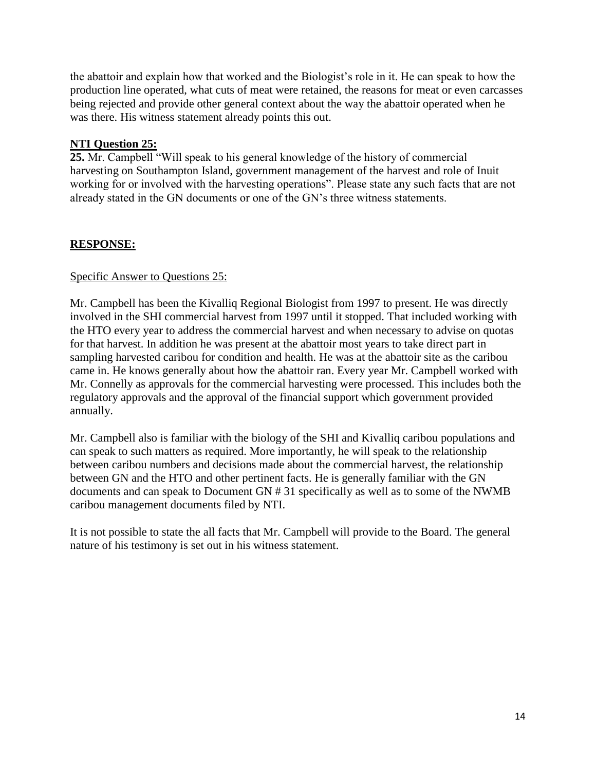the abattoir and explain how that worked and the Biologist's role in it. He can speak to how the production line operated, what cuts of meat were retained, the reasons for meat or even carcasses being rejected and provide other general context about the way the abattoir operated when he was there. His witness statement already points this out.

**NTI Question 25:**

**25.** Mr. Campbell "Will speak to his general knowledge of the history of commercial harvesting on Southampton Island, government management of the harvest and role of Inuit working for or involved with the harvesting operations". Please state any such facts that are not already stated in the GN documents or one of the GN's three witness statements.

**RESPONSE:**

Specific Answer to Questions 25:

Mr. Campbell has been the Kivalliq Regional Biologist from 1997 to present. He was directly involved in the SHI commercial harvest from 1997 until it stopped. That included working with the HTO every year to address the commercial harvest and when necessary to advise on quotas for that harvest. In addition he was present at the abattoir most years to take direct part in sampling harvested caribou for condition and health. He was at the abattoir site as the caribou came in. He knows generally about how the abattoir ran. Every year Mr. Campbell worked with Mr. Connelly as approvals for the commercial harvesting were processed. This includes both the regulatory approvals and the approval of the financial support which government provided annually.

Mr. Campbell also is familiar with the biology of the SHI and Kivalliq caribou populations and can speak to such matters as required. More importantly, he will speak to the relationship between caribou numbers and decisions made about the commercial harvest, the relationship between GN and the HTO and other pertinent facts. He is generally familiar with the GN documents and can speak to Document GN # 31 specifically as well as to some of the NWMB caribou management documents filed by NTI.

It is not possible to state the all facts that Mr. Campbell will provide to the Board. The general nature of his testimony is set out in his witness statement.